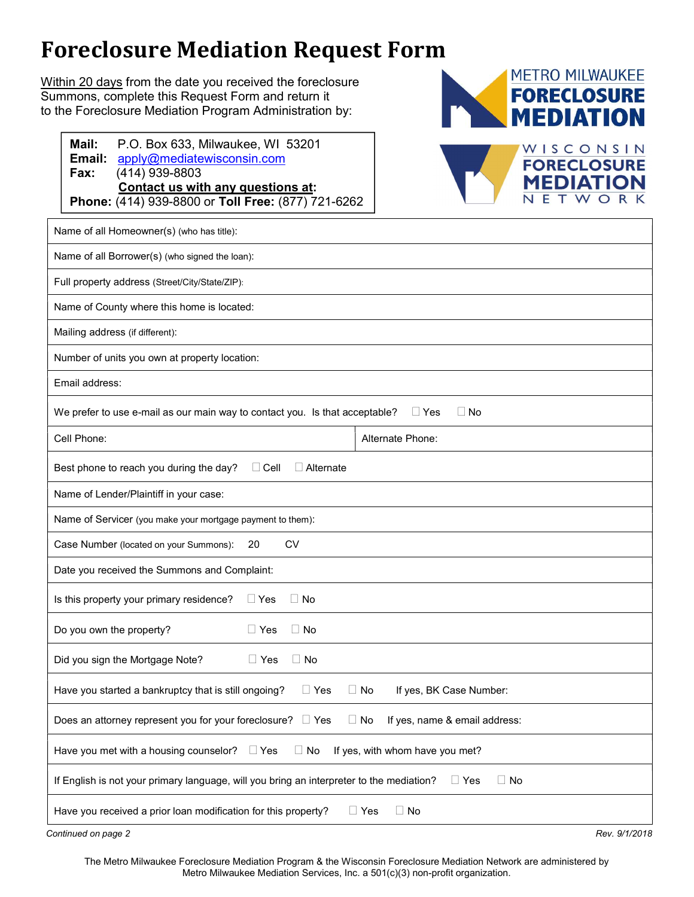# Foreclosure Mediation Request Form

Within 20 days from the date you received the foreclosure Summons, complete this Request Form and return it to the Foreclosure Mediation Program Administration by:

**Mail:** P.O. Box 633, Milwaukee, WI 53201
**Email:** apply@mediatewisconsin.com
**Fax:** (414) 939-8803
**Contact us with any questions at:**
**Phone:** (414) 939-8800 or **Toll Free:** (877) 721-6262

METRO MILWAUKEE FORECLOSURE MEDIATION

WISCONSIN FORECLOSURE MEDIATION NETWORK

| | |
|---|---|
| Name of all Homeowner(s) (who has title): | |
| Name of all Borrower(s) (who signed the loan): | |
| Full property address (Street/City/State/ZIP): | |
| Name of County where this home is located: | |
| Mailing address (if different): | |
| Number of units you own at property location: | |
| Email address: | |
| We prefer to use e-mail as our main way to contact you. Is that acceptable? ☐ Yes ☐ No | |
| Cell Phone: | Alternate Phone: |
| Best phone to reach you during the day? ☐ Cell ☐ Alternate | |
| Name of Lender/Plaintiff in your case: | |
| Name of Servicer (you make your mortgage payment to them): | |
| Case Number (located on your Summons): 20 CV | |
| Date you received the Summons and Complaint: | |
| Is this property your primary residence? ☐ Yes ☐ No | |
| Do you own the property? ☐ Yes ☐ No | |
| Did you sign the Mortgage Note? ☐ Yes ☐ No | |
| Have you started a bankruptcy that is still ongoing? ☐ Yes ☐ No If yes, BK Case Number: | |
| Does an attorney represent you for your foreclosure? ☐ Yes ☐ No If yes, name & email address: | |
| Have you met with a housing counselor? ☐ Yes ☐ No If yes, with whom have you met? | |
| If English is not your primary language, will you bring an interpreter to the mediation? ☐ Yes ☐ No | |
| Have you received a prior loan modification for this property? ☐ Yes ☐ No | |

*Continued on page 2*

*Rev. 9/1/2018*

The Metro Milwaukee Foreclosure Mediation Program & the Wisconsin Foreclosure Mediation Network are administered by Metro Milwaukee Mediation Services, Inc. a 501(c)(3) non-profit organization.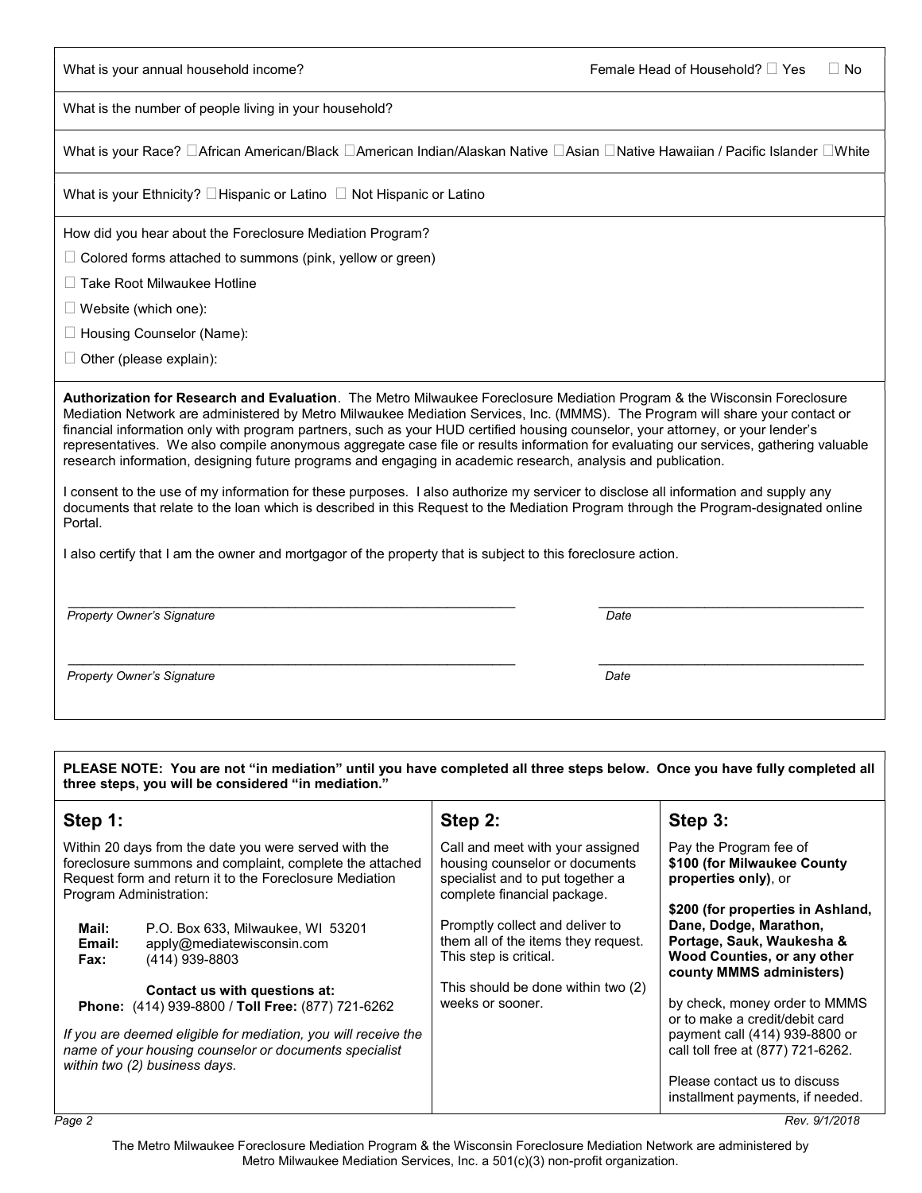What is your annual household income? Female Head of Household? ☐ Yes ☐ No

What is the number of people living in your household?

What is your Race? ☐ African American/Black ☐ American Indian/Alaskan Native ☐ Asian ☐ Native Hawaiian / Pacific Islander ☐ White

What is your Ethnicity? ☐ Hispanic or Latino ☐ Not Hispanic or Latino

How did you hear about the Foreclosure Mediation Program?

☐ Colored forms attached to summons (pink, yellow or green)

☐ Take Root Milwaukee Hotline

☐ Website (which one):

☐ Housing Counselor (Name):

☐ Other (please explain):

**Authorization for Research and Evaluation**. The Metro Milwaukee Foreclosure Mediation Program & the Wisconsin Foreclosure Mediation Network are administered by Metro Milwaukee Mediation Services, Inc. (MMMS). The Program will share your contact or financial information only with program partners, such as your HUD certified housing counselor, your attorney, or your lender's representatives. We also compile anonymous aggregate case file or results information for evaluating our services, gathering valuable research information, designing future programs and engaging in academic research, analysis and publication.

I consent to the use of my information for these purposes. I also authorize my servicer to disclose all information and supply any documents that relate to the loan which is described in this Request to the Mediation Program through the Program-designated online Portal.

I also certify that I am the owner and mortgagor of the property that is subject to this foreclosure action.

_______________________________________________ _______________________

*Property Owner's Signature* *Date*

_______________________________________________ _______________________

*Property Owner's Signature* *Date*

**PLEASE NOTE: You are not "in mediation" until you have completed all three steps below. Once you have fully completed all three steps, you will be considered "in mediation."**

## Step 1:

Within 20 days from the date you were served with the foreclosure summons and complaint, complete the attached Request form and return it to the Foreclosure Mediation Program Administration:

**Mail:** P.O. Box 633, Milwaukee, WI 53201
**Email:** apply@mediatewisconsin.com
**Fax:** (414) 939-8803

**Contact us with questions at:**
**Phone:** (414) 939-8800 / **Toll Free:** (877) 721-6262

*If you are deemed eligible for mediation, you will receive the name of your housing counselor or documents specialist within two (2) business days.*

## Step 2:

Call and meet with your assigned housing counselor or documents specialist and to put together a complete financial package.

Promptly collect and deliver to them all of the items they request. This step is critical.

This should be done within two (2) weeks or sooner.

## Step 3:

Pay the Program fee of **$100 (for Milwaukee County properties only)**, or

**$200 (for properties in Ashland, Dane, Dodge, Marathon, Portage, Sauk, Waukesha & Wood Counties, or any other county MMMS administers)**

by check, money order to MMMS or to make a credit/debit card payment call (414) 939-8800 or call toll free at (877) 721-6262.

Please contact us to discuss installment payments, if needed.

Rev. 9/1/2018

The Metro Milwaukee Foreclosure Mediation Program & the Wisconsin Foreclosure Mediation Network are administered by Metro Milwaukee Mediation Services, Inc. a 501(c)(3) non-profit organization.